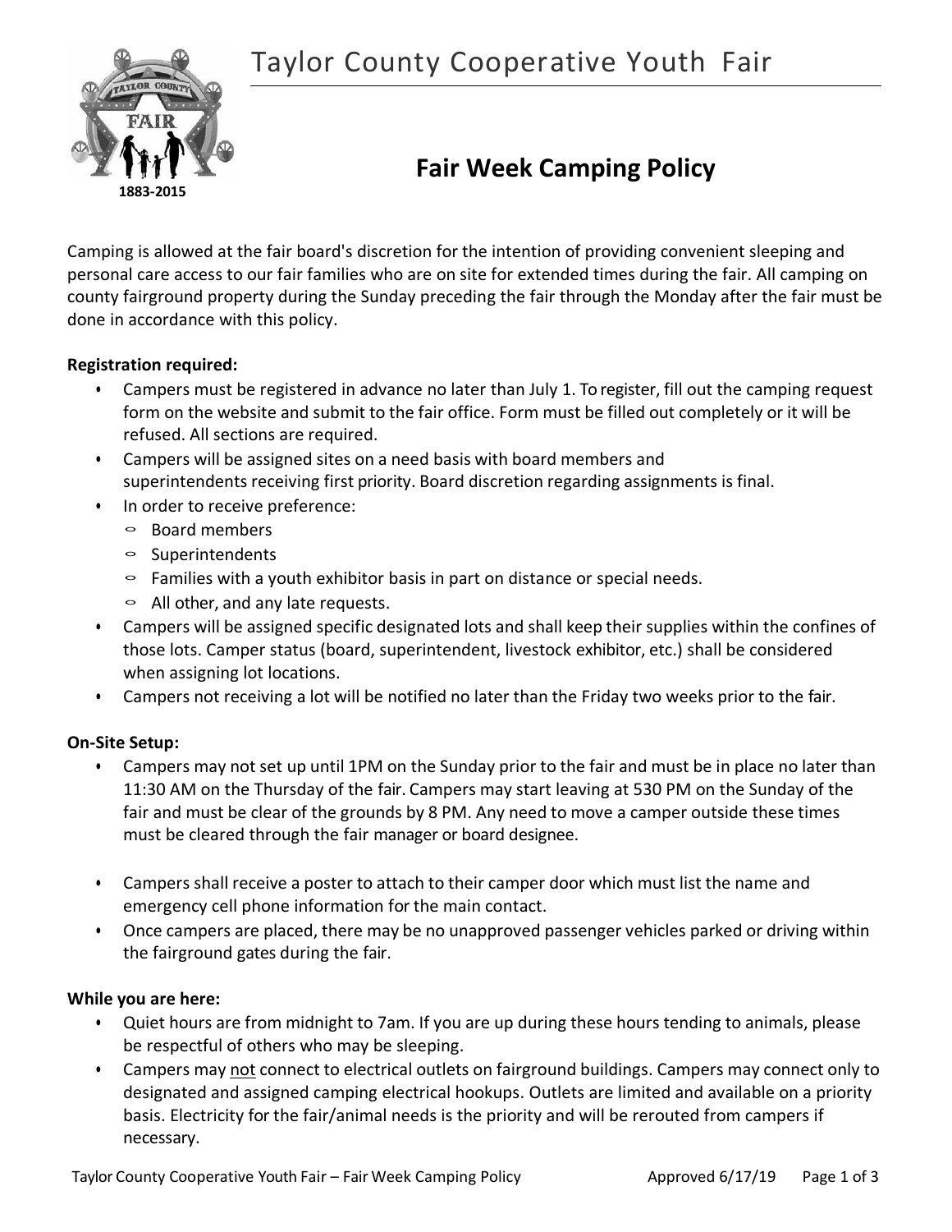# Taylor County Cooperative Youth Fair

1883-2015

## Fair Week Camping Policy

Camping is allowed at the fair board's discretion for the intention of providing convenient sleeping and personal care access to our fair families who are on site for extended times during the fair. All camping on county fairground property during the Sunday preceding the fair through the Monday after the fair must be done in accordance with this policy.

**Registration required:**

- Campers must be registered in advance no later than July 1. To register, fill out the camping request form on the website and submit to the fair office. Form must be filled out completely or it will be refused. All sections are required.
- Campers will be assigned sites on a need basis with board members and superintendents receiving first priority. Board discretion regarding assignments is final.
- In order to receive preference:
  - Board members
  - Superintendents
  - Families with a youth exhibitor basis in part on distance or special needs.
  - All other, and any late requests.
- Campers will be assigned specific designated lots and shall keep their supplies within the confines of those lots. Camper status (board, superintendent, livestock exhibitor, etc.) shall be considered when assigning lot locations.
- Campers not receiving a lot will be notified no later than the Friday two weeks prior to the fair.

**On-Site Setup:**

- Campers may not set up until 1PM on the Sunday prior to the fair and must be in place no later than 11:30 AM on the Thursday of the fair. Campers may start leaving at 530 PM on the Sunday of the fair and must be clear of the grounds by 8 PM. Any need to move a camper outside these times must be cleared through the fair manager or board designee.
- Campers shall receive a poster to attach to their camper door which must list the name and emergency cell phone information for the main contact.
- Once campers are placed, there may be no unapproved passenger vehicles parked or driving within the fairground gates during the fair.

**While you are here:**

- Quiet hours are from midnight to 7am. If you are up during these hours tending to animals, please be respectful of others who may be sleeping.
- Campers may <u>not</u> connect to electrical outlets on fairground buildings. Campers may connect only to designated and assigned camping electrical hookups. Outlets are limited and available on a priority basis. Electricity for the fair/animal needs is the priority and will be rerouted from campers if necessary.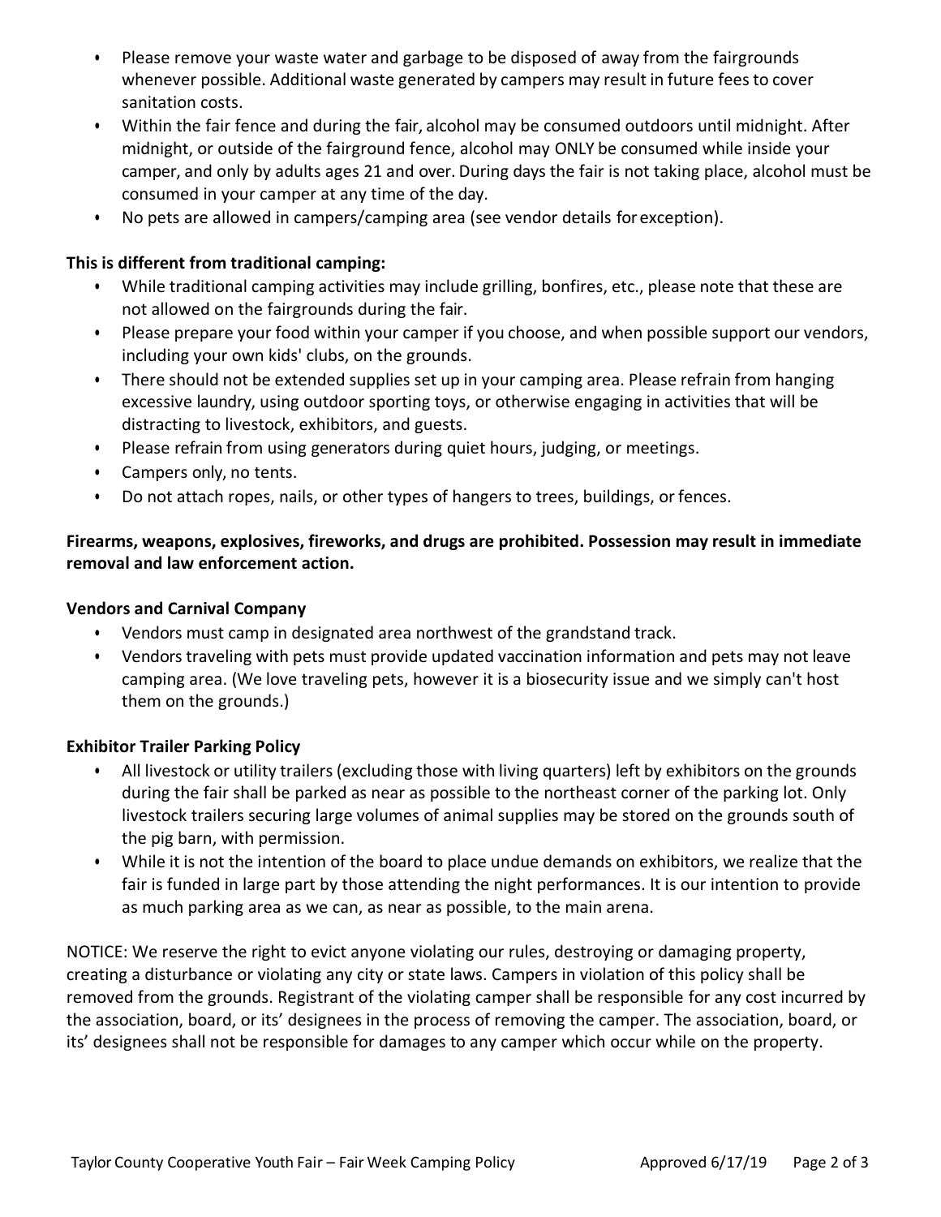- Please remove your waste water and garbage to be disposed of away from the fairgrounds whenever possible. Additional waste generated by campers may result in future fees to cover sanitation costs.
- Within the fair fence and during the fair, alcohol may be consumed outdoors until midnight. After midnight, or outside of the fairground fence, alcohol may ONLY be consumed while inside your camper, and only by adults ages 21 and over. During days the fair is not taking place, alcohol must be consumed in your camper at any time of the day.
- No pets are allowed in campers/camping area (see vendor details for exception).

**This is different from traditional camping:**

- While traditional camping activities may include grilling, bonfires, etc., please note that these are not allowed on the fairgrounds during the fair.
- Please prepare your food within your camper if you choose, and when possible support our vendors, including your own kids' clubs, on the grounds.
- There should not be extended supplies set up in your camping area. Please refrain from hanging excessive laundry, using outdoor sporting toys, or otherwise engaging in activities that will be distracting to livestock, exhibitors, and guests.
- Please refrain from using generators during quiet hours, judging, or meetings.
- Campers only, no tents.
- Do not attach ropes, nails, or other types of hangers to trees, buildings, or fences.

**Firearms, weapons, explosives, fireworks, and drugs are prohibited. Possession may result in immediate removal and law enforcement action.**

**Vendors and Carnival Company**

- Vendors must camp in designated area northwest of the grandstand track.
- Vendors traveling with pets must provide updated vaccination information and pets may not leave camping area. (We love traveling pets, however it is a biosecurity issue and we simply can't host them on the grounds.)

**Exhibitor Trailer Parking Policy**

- All livestock or utility trailers (excluding those with living quarters) left by exhibitors on the grounds during the fair shall be parked as near as possible to the northeast corner of the parking lot. Only livestock trailers securing large volumes of animal supplies may be stored on the grounds south of the pig barn, with permission.
- While it is not the intention of the board to place undue demands on exhibitors, we realize that the fair is funded in large part by those attending the night performances. It is our intention to provide as much parking area as we can, as near as possible, to the main arena.

NOTICE: We reserve the right to evict anyone violating our rules, destroying or damaging property, creating a disturbance or violating any city or state laws. Campers in violation of this policy shall be removed from the grounds. Registrant of the violating camper shall be responsible for any cost incurred by the association, board, or its' designees in the process of removing the camper. The association, board, or its' designees shall not be responsible for damages to any camper which occur while on the property.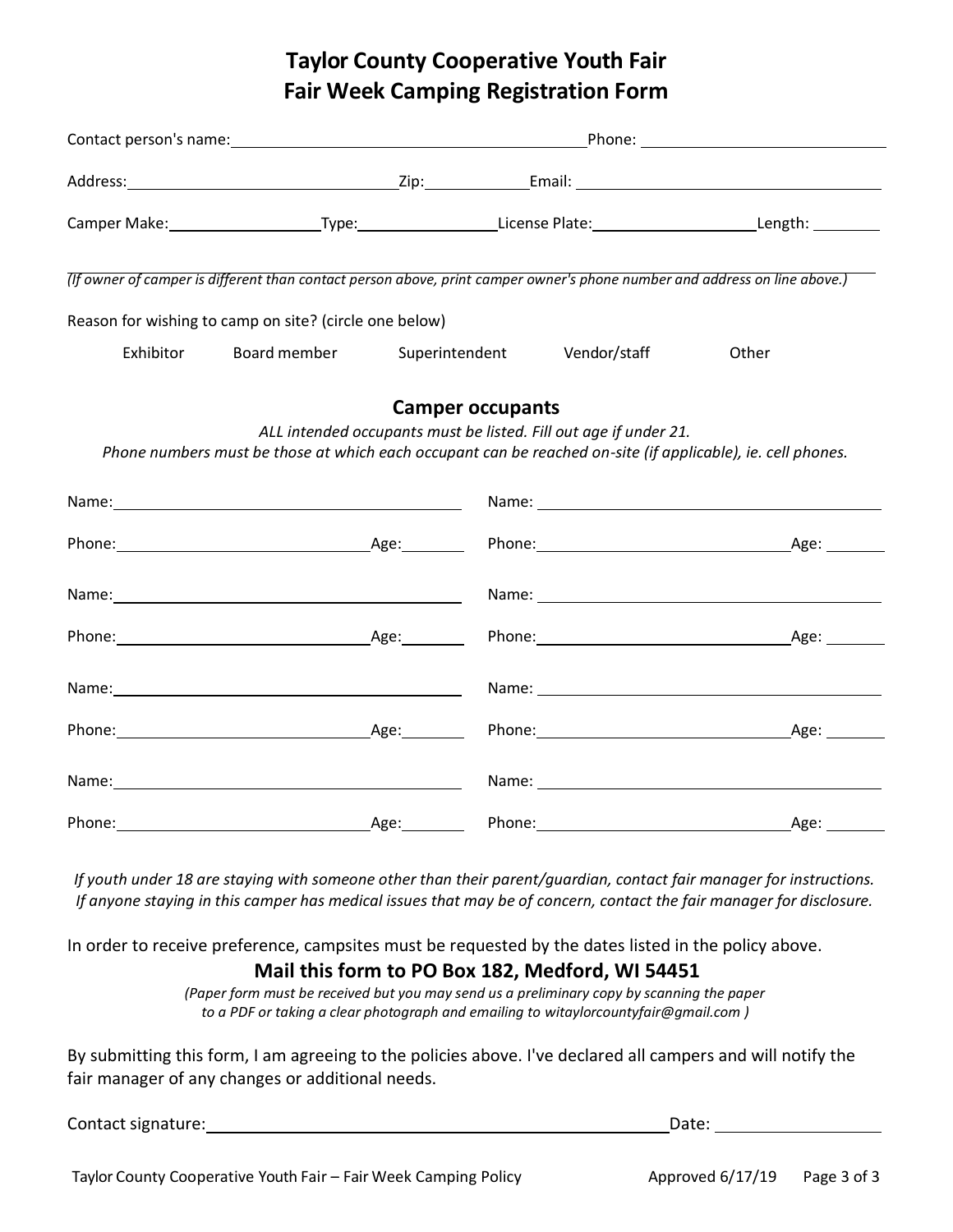# Taylor County Cooperative Youth Fair
# Fair Week Camping Registration Form

Contact person's name: ______________________ Phone: ______________

Address: ______________________ Zip: __________ Email: ______________________

Camper Make: ______________ Type: ______________ License Plate: ______________ Length: ________

________________________________________________________________________

*(If owner of camper is different than contact person above, print camper owner's phone number and address on line above.)*

Reason for wishing to camp on site? (circle one below)

Exhibitor     Board member     Superintendent     Vendor/staff     Other

## Camper occupants

*ALL intended occupants must be listed. Fill out age if under 21.*
*Phone numbers must be those at which each occupant can be reached on-site (if applicable), ie. cell phones.*

| | |
|---|---|
| Name: ______________________ | Name: ______________________ |
| Phone: ______________ Age: ______ | Phone: ______________ Age: ______ |
| Name: ______________________ | Name: ______________________ |
| Phone: ______________ Age: ______ | Phone: ______________ Age: ______ |
| Name: ______________________ | Name: ______________________ |
| Phone: ______________ Age: ______ | Phone: ______________ Age: ______ |
| Name: ______________________ | Name: ______________________ |
| Phone: ______________ Age: ______ | Phone: ______________ Age: ______ |

*If youth under 18 are staying with someone other than their parent/guardian, contact fair manager for instructions.*
*If anyone staying in this camper has medical issues that may be of concern, contact the fair manager for disclosure.*

In order to receive preference, campsites must be requested by the dates listed in the policy above.

**Mail this form to PO Box 182, Medford, WI 54451**

*(Paper form must be received but you may send us a preliminary copy by scanning the paper to a PDF or taking a clear photograph and emailing to witaylorcountyfair@gmail.com )*

By submitting this form, I am agreeing to the policies above. I've declared all campers and will notify the fair manager of any changes or additional needs.

Contact signature: ______________________________ Date: ______________